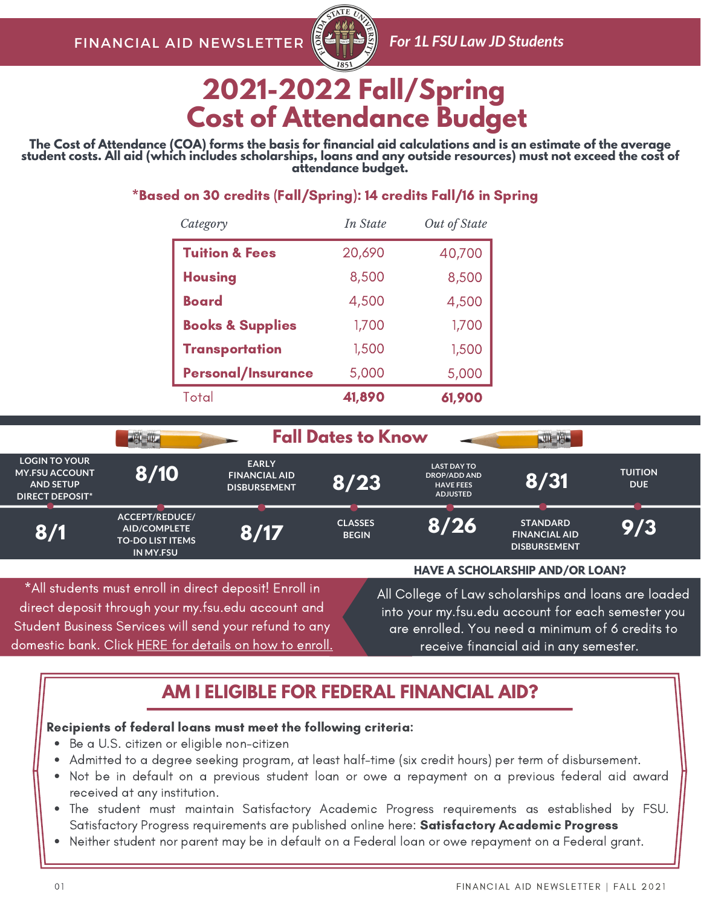FINANCIAL AID NEWSLETTER *For 1L FSU Law JD Students*

# 2021-2022 Fall/Spring Cost of Attendance Budget

**The Cost of Attendance (COA) forms the basis for financial aid calculations and is an estimate of the average student costs. All aid (which includes scholarships, loans and any outside resources) must not exceed the cost of attendance budget.**

**\*Based on 30 credits (Fall/Spring): 14 credits Fall/16 in Spring**

| *Category* | *In State* | *Out of State* |
|---|---|---|
| **Tuition & Fees** | 20,690 | 40,700 |
| **Housing** | 8,500 | 8,500 |
| **Board** | 4,500 | 4,500 |
| **Books & Supplies** | 1,700 | 1,700 |
| **Transportation** | 1,500 | 1,500 |
| **Personal/Insurance** | 5,000 | 5,000 |
| Total | **41,890** | **61,900** |

## Fall Dates to Know

- **8/1** – LOGIN TO YOUR MY.FSU ACCOUNT AND SETUP DIRECT DEPOSIT*
- **8/10** – ACCEPT/REDUCE/AID/COMPLETE TO-DO LIST ITEMS IN MY.FSU
- **8/17** – EARLY FINANCIAL AID DISBURSEMENT
- **8/23** – CLASSES BEGIN
- **8/26** – LAST DAY TO DROP/ADD AND HAVE FEES ADJUSTED
- **8/31** – STANDARD FINANCIAL AID DISBURSEMENT
- **9/3** – TUITION DUE

*All students must enroll in direct deposit! Enroll in direct deposit through your my.fsu.edu account and Student Business Services will send your refund to any domestic bank. Click HERE for details on how to enroll.

**HAVE A SCHOLARSHIP AND/OR LOAN?**

All College of Law scholarships and loans are loaded into your my.fsu.edu account for each semester you are enrolled. You need a minimum of 6 credits to receive financial aid in any semester.

## AM I ELIGIBLE FOR FEDERAL FINANCIAL AID?

**Recipients of federal loans must meet the following criteria:**

- Be a U.S. citizen or eligible non-citizen
- Admitted to a degree seeking program, at least half-time (six credit hours) per term of disbursement.
- Not be in default on a previous student loan or owe a repayment on a previous federal aid award received at any institution.
- The student must maintain Satisfactory Academic Progress requirements as established by FSU. Satisfactory Progress requirements are published online here: **Satisfactory Academic Progress**
- Neither student nor parent may be in default on a Federal loan or owe repayment on a Federal grant.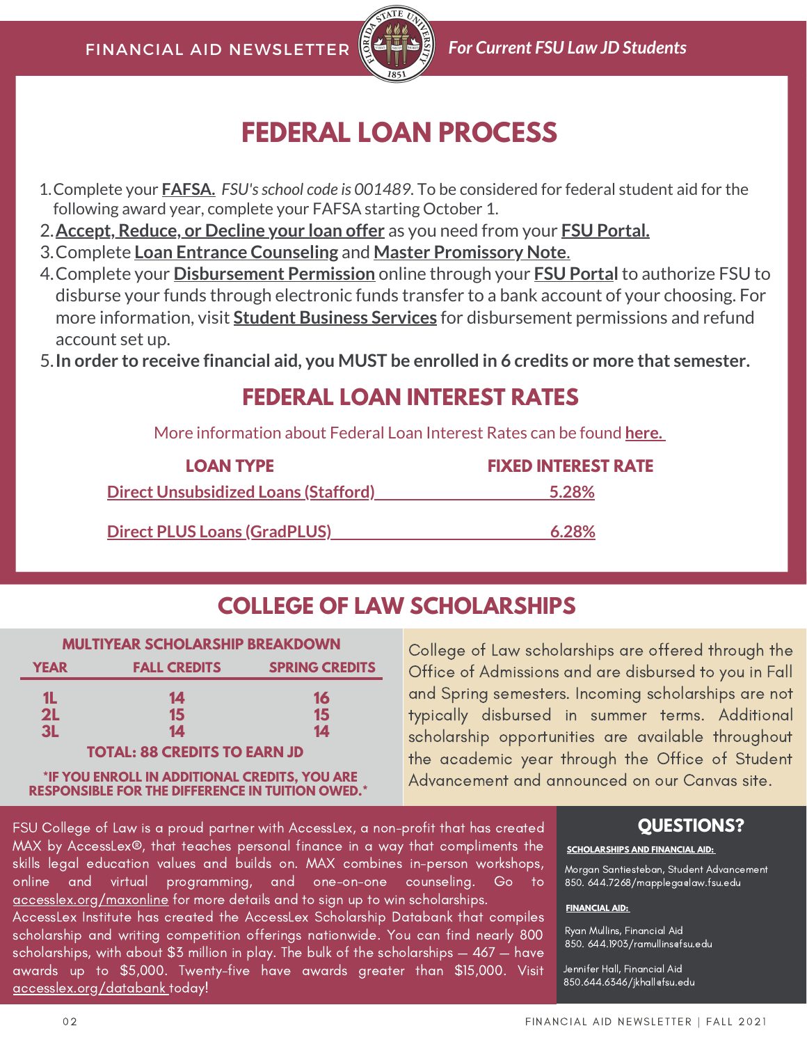FINANCIAL AID NEWSLETTER *For Current FSU Law JD Students*

# FEDERAL LOAN PROCESS

1. Complete your **FAFSA.** *FSU's school code is 001489.* To be considered for federal student aid for the following award year, complete your FAFSA starting October 1.
2. **Accept, Reduce, or Decline your loan offer** as you need from your **FSU Portal.**
3. Complete **Loan Entrance Counseling** and **Master Promissory Note**.
4. Complete your **Disbursement Permission** online through your **FSU Portal** to authorize FSU to disburse your funds through electronic funds transfer to a bank account of your choosing. For more information, visit **Student Business Services** for disbursement permissions and refund account set up.
5. **In order to receive financial aid, you MUST be enrolled in 6 credits or more that semester.**

# FEDERAL LOAN INTEREST RATES

More information about Federal Loan Interest Rates can be found **here.**

| LOAN TYPE | FIXED INTEREST RATE |
|---|---|
| Direct Unsubsidized Loans (Stafford) | 5.28% |
| Direct PLUS Loans (GradPLUS) | 6.28% |

# COLLEGE OF LAW SCHOLARSHIPS

**MULTIYEAR SCHOLARSHIP BREAKDOWN**

| YEAR | FALL CREDITS | SPRING CREDITS |
|---|---|---|
| 1L | 14 | 16 |
| 2L | 15 | 15 |
| 3L | 14 | 14 |

**TOTAL: 88 CREDITS TO EARN JD**

**\*IF YOU ENROLL IN ADDITIONAL CREDITS, YOU ARE RESPONSIBLE FOR THE DIFFERENCE IN TUITION OWED.\***

College of Law scholarships are offered through the Office of Admissions and are disbursed to you in Fall and Spring semesters. Incoming scholarships are not typically disbursed in summer terms. Additional scholarship opportunities are available throughout the academic year through the Office of Student Advancement and announced on our Canvas site.

FSU College of Law is a proud partner with AccessLex, a non-profit that has created MAX by AccessLex®, that teaches personal finance in a way that compliments the skills legal education values and builds on. MAX combines in-person workshops, online and virtual programming, and one-on-one counseling. Go to accesslex.org/maxonline for more details and to sign up to win scholarships.
AccessLex Institute has created the AccessLex Scholarship Databank that compiles scholarship and writing competition offerings nationwide. You can find nearly 800 scholarships, with about $3 million in play. The bulk of the scholarships — 467 — have awards up to $5,000. Twenty-five have awards greater than $15,000. Visit accesslex.org/databank today!

## QUESTIONS?

**SCHOLARSHIPS AND FINANCIAL AID:**

Morgan Santiesteban, Student Advancement
850. 644.7268/mapplega@law.fsu.edu

**FINANCIAL AID:**

Ryan Mullins, Financial Aid
850. 644.1903/ramullins@fsu.edu

Jennifer Hall, Financial Aid
850.644.6346/jkhall@fsu.edu